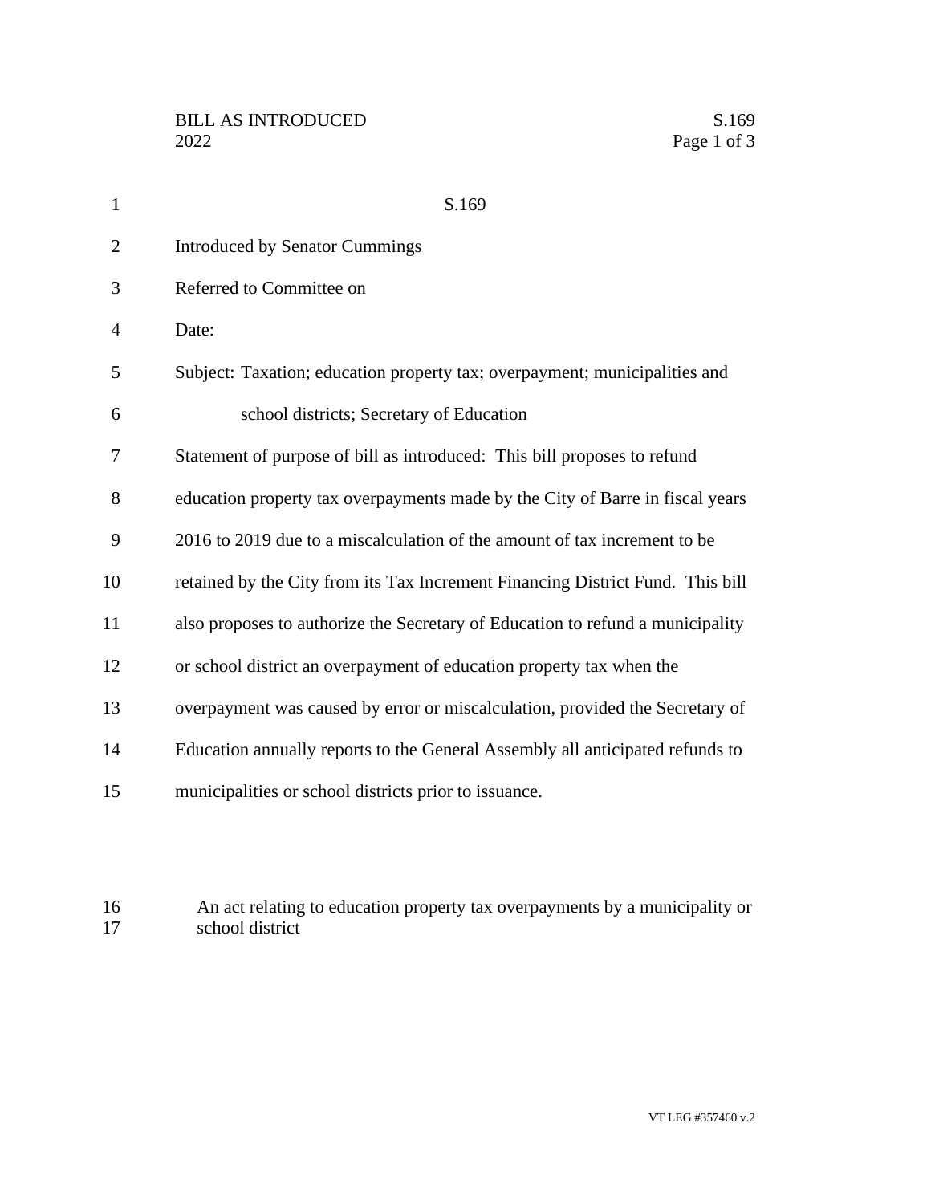BILL AS INTRODUCED S.169
2022

# S.169

Introduced by Senator Cummings

Referred to Committee on

Date:

Subject: Taxation; education property tax; overpayment; municipalities and school districts; Secretary of Education

Statement of purpose of bill as introduced: This bill proposes to refund education property tax overpayments made by the City of Barre in fiscal years 2016 to 2019 due to a miscalculation of the amount of tax increment to be retained by the City from its Tax Increment Financing District Fund. This bill also proposes to authorize the Secretary of Education to refund a municipality or school district an overpayment of education property tax when the overpayment was caused by error or miscalculation, provided the Secretary of Education annually reports to the General Assembly all anticipated refunds to municipalities or school districts prior to issuance.

An act relating to education property tax overpayments by a municipality or school district

VT LEG #357460 v.2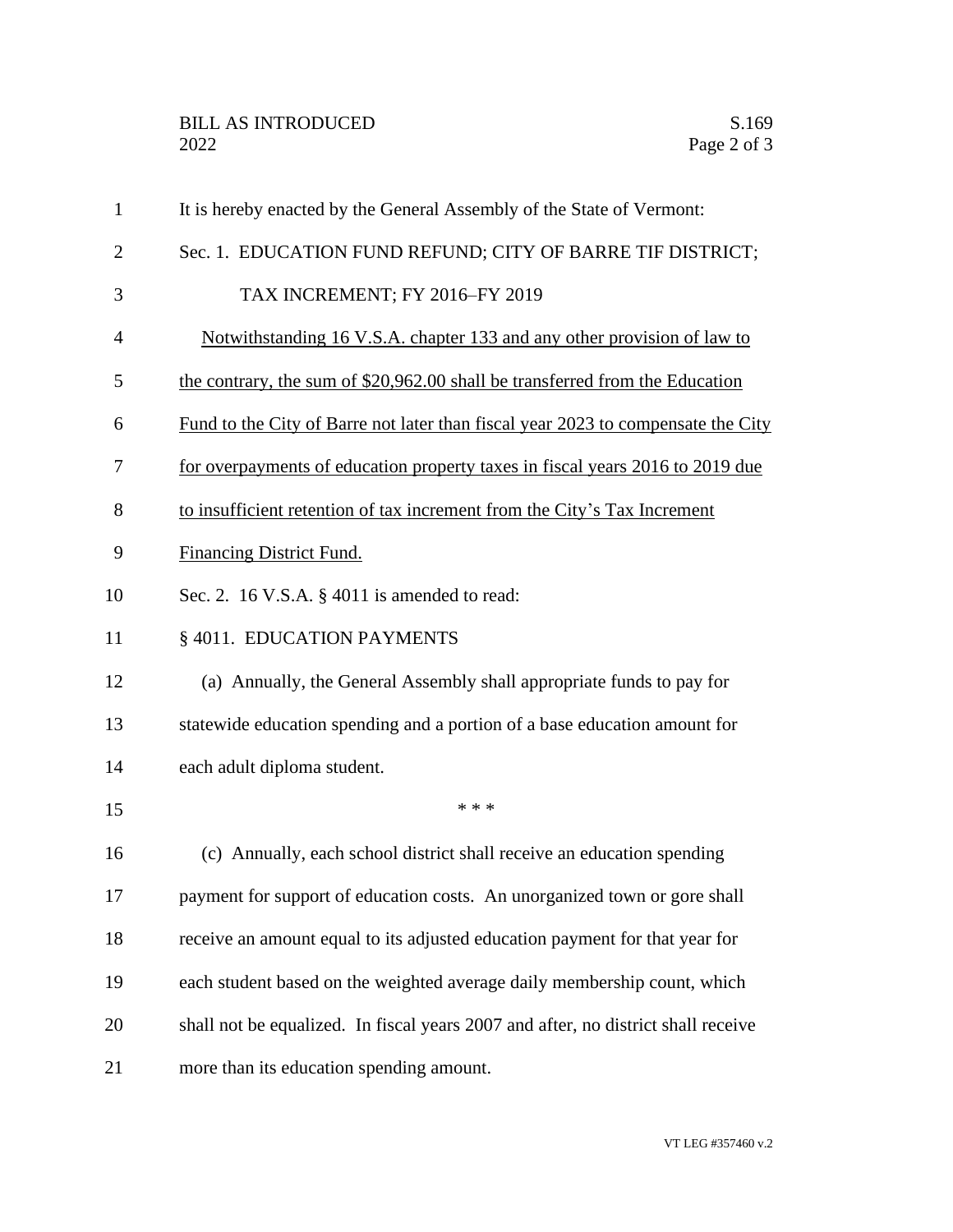It is hereby enacted by the General Assembly of the State of Vermont:

Sec. 1. EDUCATION FUND REFUND; CITY OF BARRE TIF DISTRICT; TAX INCREMENT; FY 2016–FY 2019

<u>Notwithstanding 16 V.S.A. chapter 133 and any other provision of law to the contrary, the sum of $20,962.00 shall be transferred from the Education Fund to the City of Barre not later than fiscal year 2023 to compensate the City for overpayments of education property taxes in fiscal years 2016 to 2019 due to insufficient retention of tax increment from the City's Tax Increment Financing District Fund.</u>

Sec. 2. 16 V.S.A. § 4011 is amended to read:

§ 4011. EDUCATION PAYMENTS

(a) Annually, the General Assembly shall appropriate funds to pay for statewide education spending and a portion of a base education amount for each adult diploma student.

\* \* \*

(c) Annually, each school district shall receive an education spending payment for support of education costs. An unorganized town or gore shall receive an amount equal to its adjusted education payment for that year for each student based on the weighted average daily membership count, which shall not be equalized. In fiscal years 2007 and after, no district shall receive more than its education spending amount.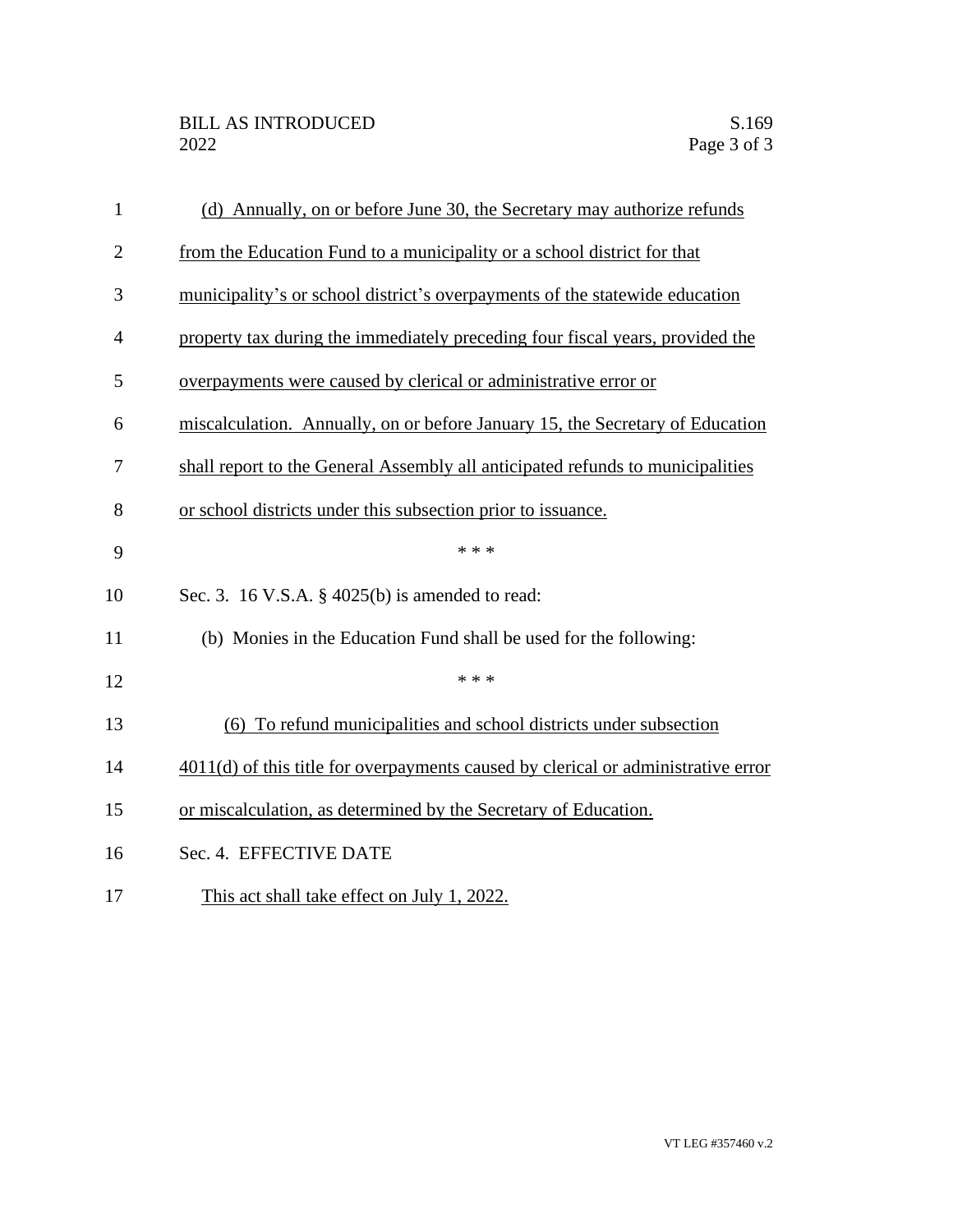(d) Annually, on or before June 30, the Secretary may authorize refunds from the Education Fund to a municipality or a school district for that municipality's or school district's overpayments of the statewide education property tax during the immediately preceding four fiscal years, provided the overpayments were caused by clerical or administrative error or miscalculation. Annually, on or before January 15, the Secretary of Education shall report to the General Assembly all anticipated refunds to municipalities or school districts under this subsection prior to issuance.

\* \* \*

Sec. 3. 16 V.S.A. § 4025(b) is amended to read:

(b) Monies in the Education Fund shall be used for the following:

\* \* \*

(6) To refund municipalities and school districts under subsection 4011(d) of this title for overpayments caused by clerical or administrative error or miscalculation, as determined by the Secretary of Education.

Sec. 4. EFFECTIVE DATE

This act shall take effect on July 1, 2022.